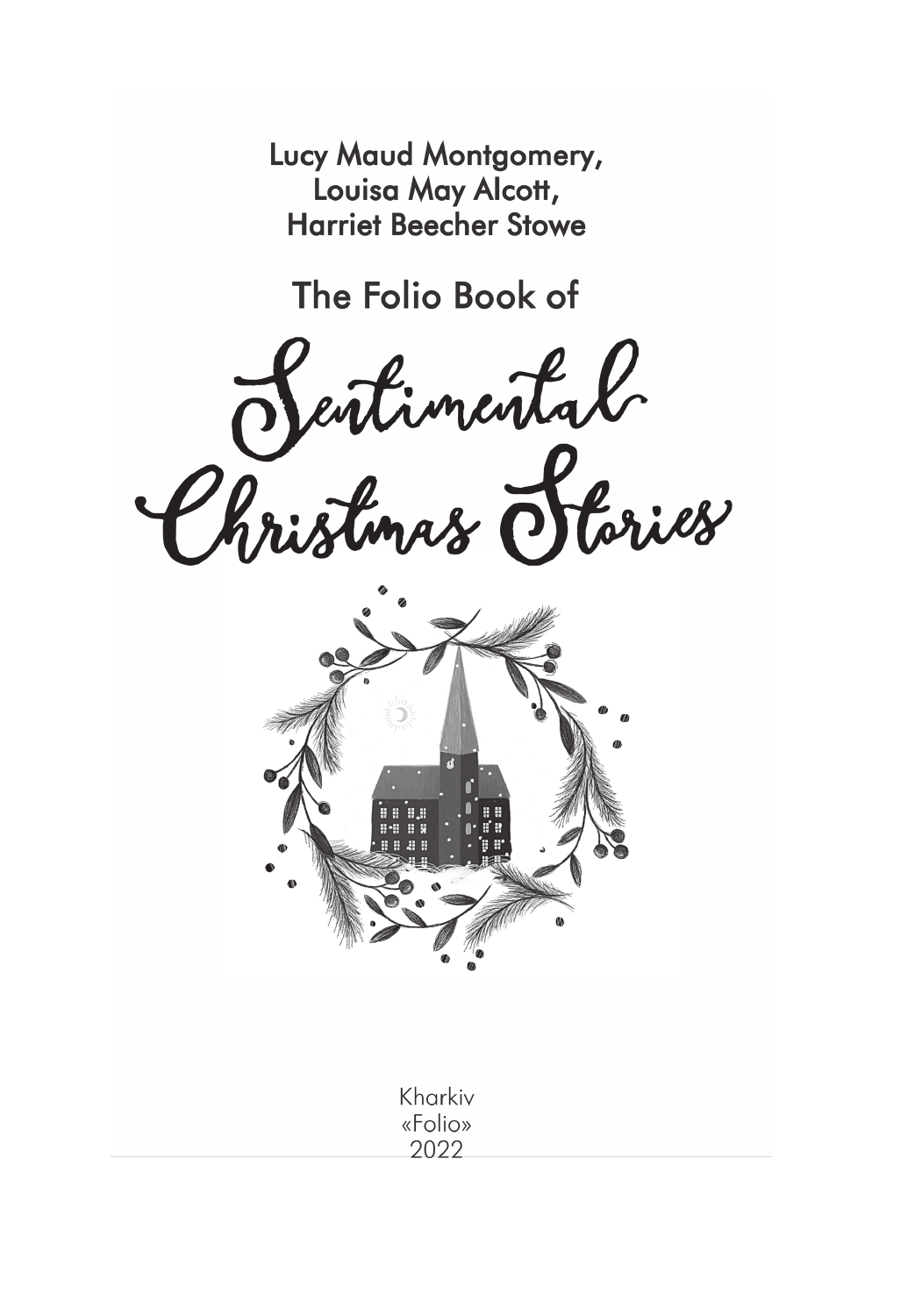Lucy Maud Montgomery,
Louisa May Alcott,
Harriet Beecher Stowe

The Folio Book of

# Sentimental Christmas Stories

Kharkiv
«Folio»
2022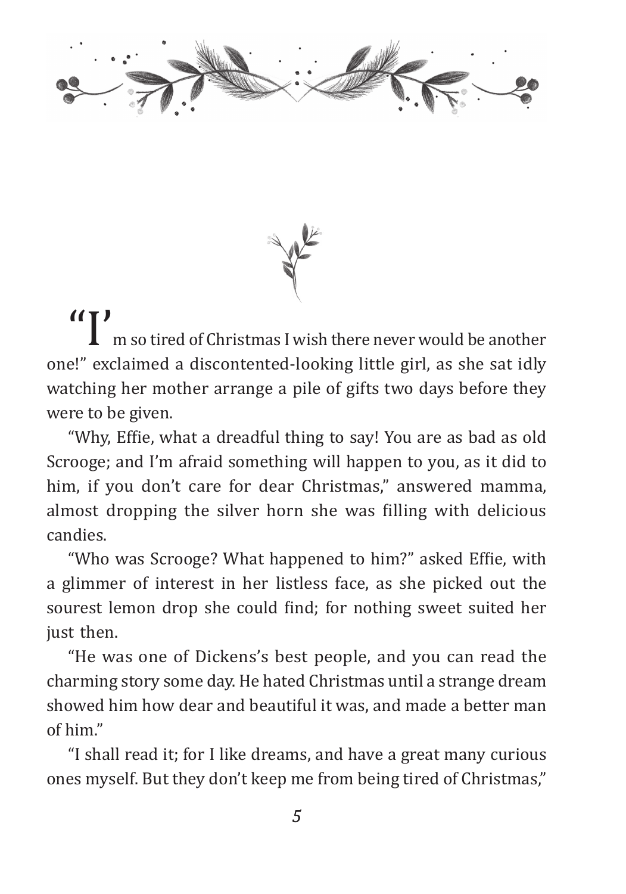"I'm so tired of Christmas I wish there never would be another one!" exclaimed a discontented-looking little girl, as she sat idly watching her mother arrange a pile of gifts two days before they were to be given.

"Why, Effie, what a dreadful thing to say! You are as bad as old Scrooge; and I'm afraid something will happen to you, as it did to him, if you don't care for dear Christmas," answered mamma, almost dropping the silver horn she was filling with delicious candies.

"Who was Scrooge? What happened to him?" asked Effie, with a glimmer of interest in her listless face, as she picked out the sourest lemon drop she could find; for nothing sweet suited her just then.

"He was one of Dickens's best people, and you can read the charming story some day. He hated Christmas until a strange dream showed him how dear and beautiful it was, and made a better man of him."

"I shall read it; for I like dreams, and have a great many curious ones myself. But they don't keep me from being tired of Christmas,"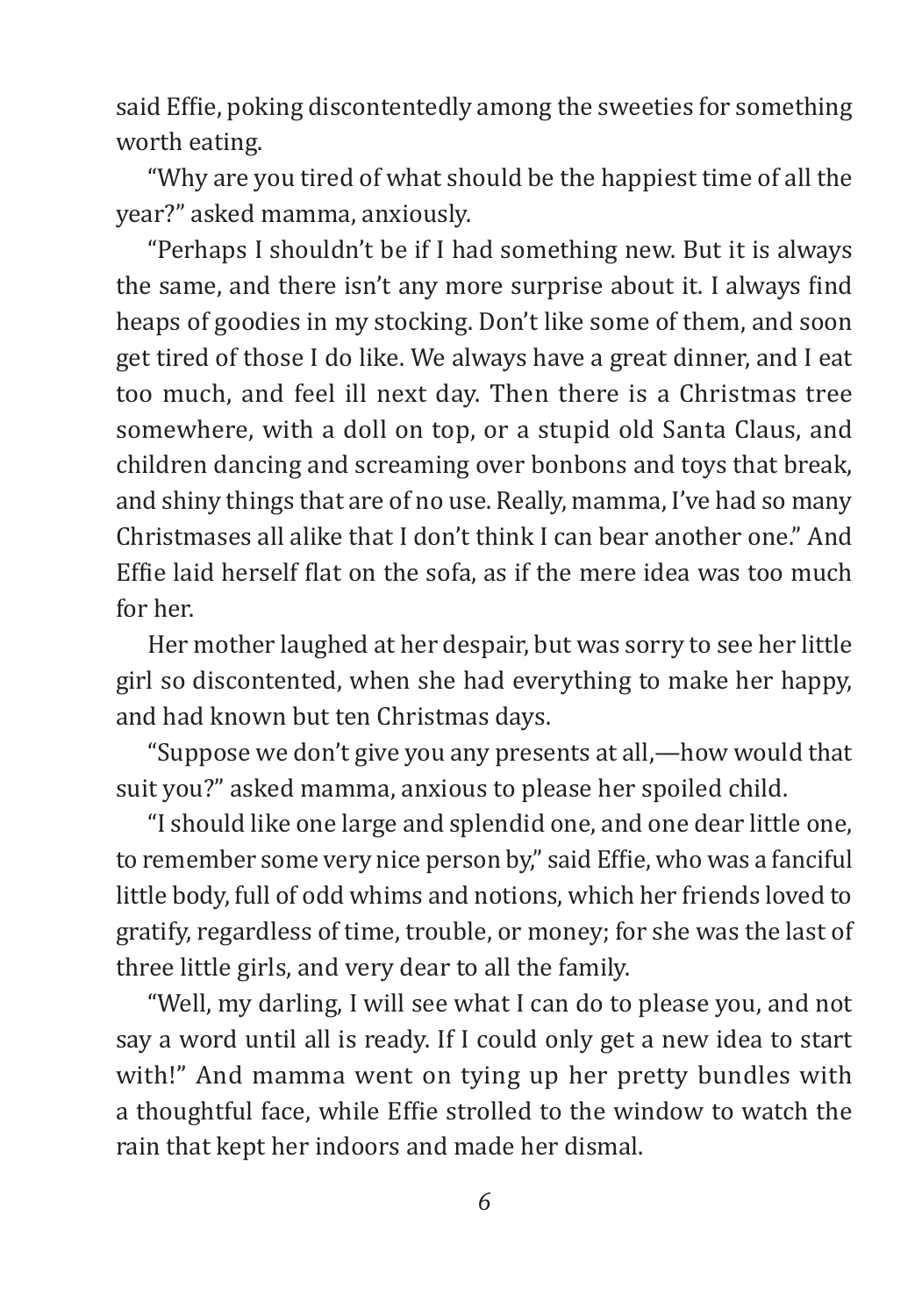said Effie, poking discontentedly among the sweeties for something worth eating.

"Why are you tired of what should be the happiest time of all the year?" asked mamma, anxiously.

"Perhaps I shouldn't be if I had something new. But it is always the same, and there isn't any more surprise about it. I always find heaps of goodies in my stocking. Don't like some of them, and soon get tired of those I do like. We always have a great dinner, and I eat too much, and feel ill next day. Then there is a Christmas tree somewhere, with a doll on top, or a stupid old Santa Claus, and children dancing and screaming over bonbons and toys that break, and shiny things that are of no use. Really, mamma, I've had so many Christmases all alike that I don't think I can bear another one." And Effie laid herself flat on the sofa, as if the mere idea was too much for her.

Her mother laughed at her despair, but was sorry to see her little girl so discontented, when she had everything to make her happy, and had known but ten Christmas days.

"Suppose we don't give you any presents at all,—how would that suit you?" asked mamma, anxious to please her spoiled child.

"I should like one large and splendid one, and one dear little one, to remember some very nice person by," said Effie, who was a fanciful little body, full of odd whims and notions, which her friends loved to gratify, regardless of time, trouble, or money; for she was the last of three little girls, and very dear to all the family.

"Well, my darling, I will see what I can do to please you, and not say a word until all is ready. If I could only get a new idea to start with!" And mamma went on tying up her pretty bundles with a thoughtful face, while Effie strolled to the window to watch the rain that kept her indoors and made her dismal.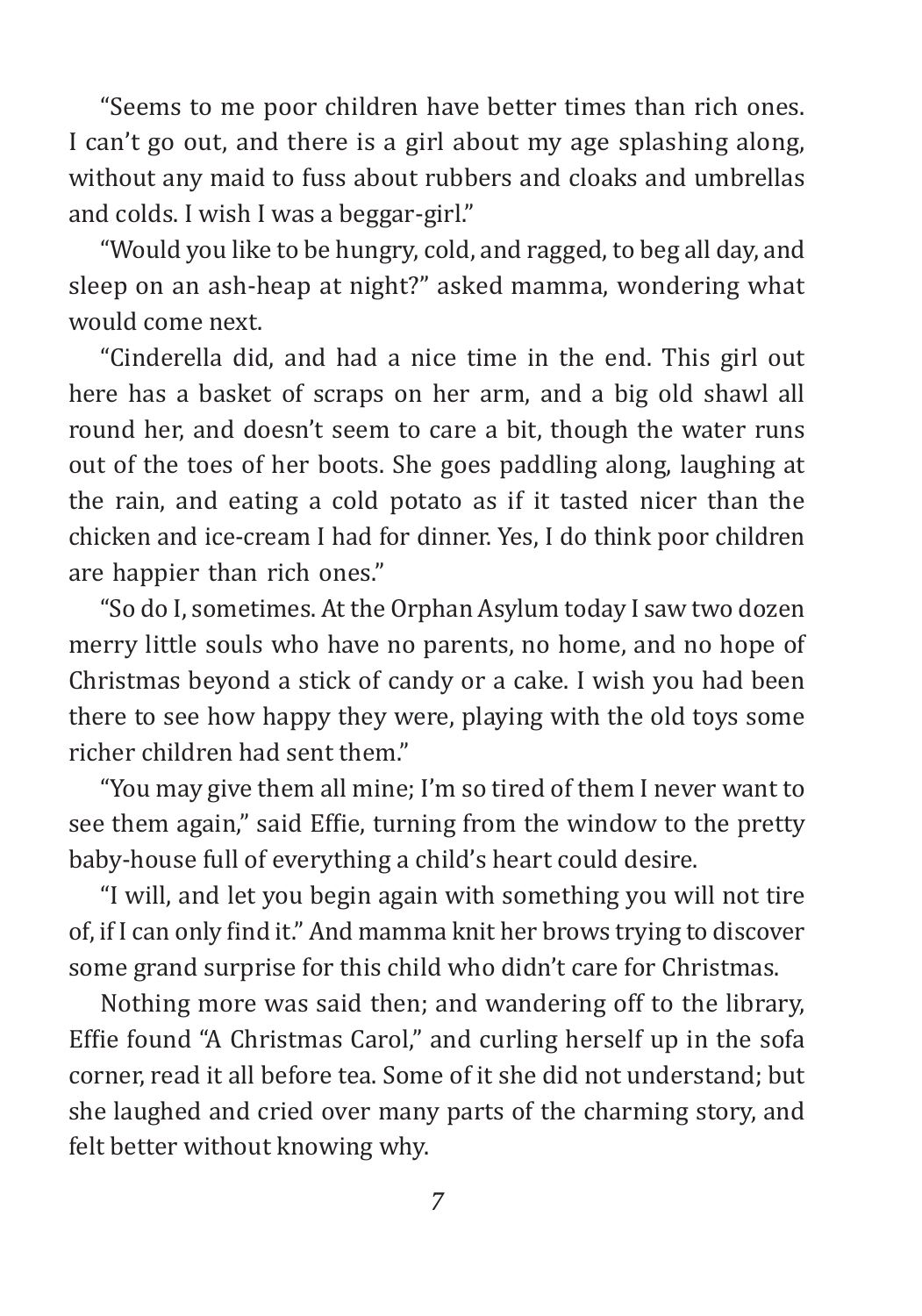"Seems to me poor children have better times than rich ones. I can't go out, and there is a girl about my age splashing along, without any maid to fuss about rubbers and cloaks and umbrellas and colds. I wish I was a beggar-girl."

"Would you like to be hungry, cold, and ragged, to beg all day, and sleep on an ash-heap at night?" asked mamma, wondering what would come next.

"Cinderella did, and had a nice time in the end. This girl out here has a basket of scraps on her arm, and a big old shawl all round her, and doesn't seem to care a bit, though the water runs out of the toes of her boots. She goes paddling along, laughing at the rain, and eating a cold potato as if it tasted nicer than the chicken and ice-cream I had for dinner. Yes, I do think poor children are happier than rich ones."

"So do I, sometimes. At the Orphan Asylum today I saw two dozen merry little souls who have no parents, no home, and no hope of Christmas beyond a stick of candy or a cake. I wish you had been there to see how happy they were, playing with the old toys some richer children had sent them."

"You may give them all mine; I'm so tired of them I never want to see them again," said Effie, turning from the window to the pretty baby-house full of everything a child's heart could desire.

"I will, and let you begin again with something you will not tire of, if I can only find it." And mamma knit her brows trying to discover some grand surprise for this child who didn't care for Christmas.

Nothing more was said then; and wandering off to the library, Effie found "A Christmas Carol," and curling herself up in the sofa corner, read it all before tea. Some of it she did not understand; but she laughed and cried over many parts of the charming story, and felt better without knowing why.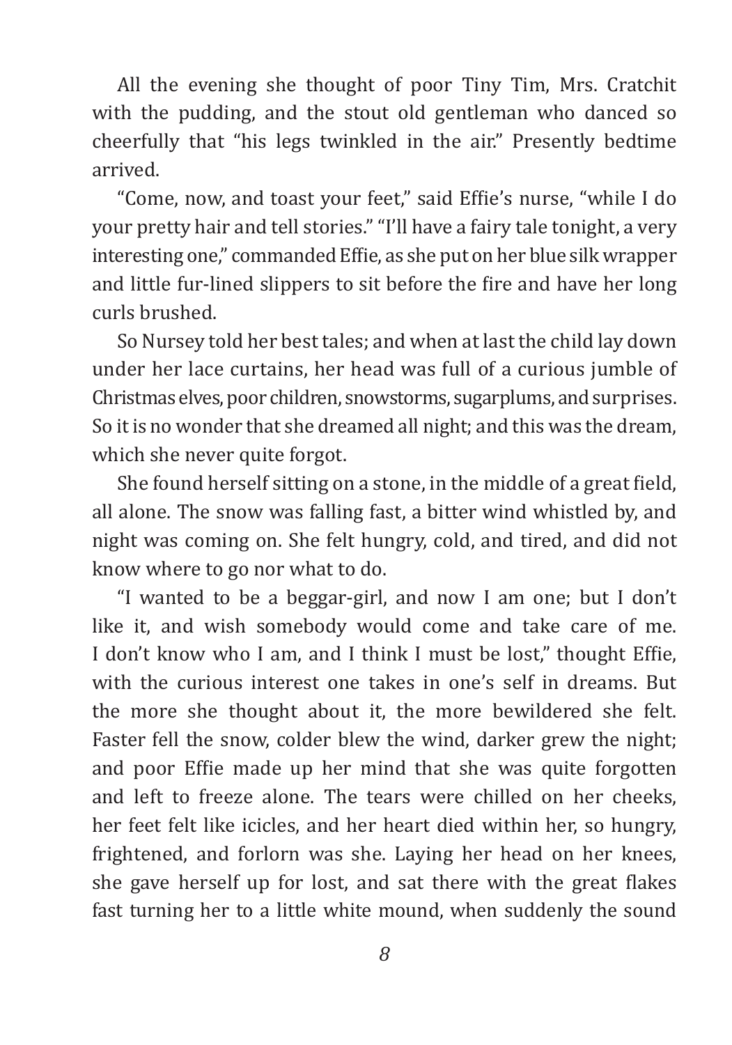All the evening she thought of poor Tiny Tim, Mrs. Cratchit with the pudding, and the stout old gentleman who danced so cheerfully that "his legs twinkled in the air." Presently bedtime arrived.

"Come, now, and toast your feet," said Effie's nurse, "while I do your pretty hair and tell stories." "I'll have a fairy tale tonight, a very interesting one," commanded Effie, as she put on her blue silk wrapper and little fur-lined slippers to sit before the fire and have her long curls brushed.

So Nursey told her best tales; and when at last the child lay down under her lace curtains, her head was full of a curious jumble of Christmas elves, poor children, snowstorms, sugarplums, and surprises. So it is no wonder that she dreamed all night; and this was the dream, which she never quite forgot.

She found herself sitting on a stone, in the middle of a great field, all alone. The snow was falling fast, a bitter wind whistled by, and night was coming on. She felt hungry, cold, and tired, and did not know where to go nor what to do.

"I wanted to be a beggar-girl, and now I am one; but I don't like it, and wish somebody would come and take care of me. I don't know who I am, and I think I must be lost," thought Effie, with the curious interest one takes in one's self in dreams. But the more she thought about it, the more bewildered she felt. Faster fell the snow, colder blew the wind, darker grew the night; and poor Effie made up her mind that she was quite forgotten and left to freeze alone. The tears were chilled on her cheeks, her feet felt like icicles, and her heart died within her, so hungry, frightened, and forlorn was she. Laying her head on her knees, she gave herself up for lost, and sat there with the great flakes fast turning her to a little white mound, when suddenly the sound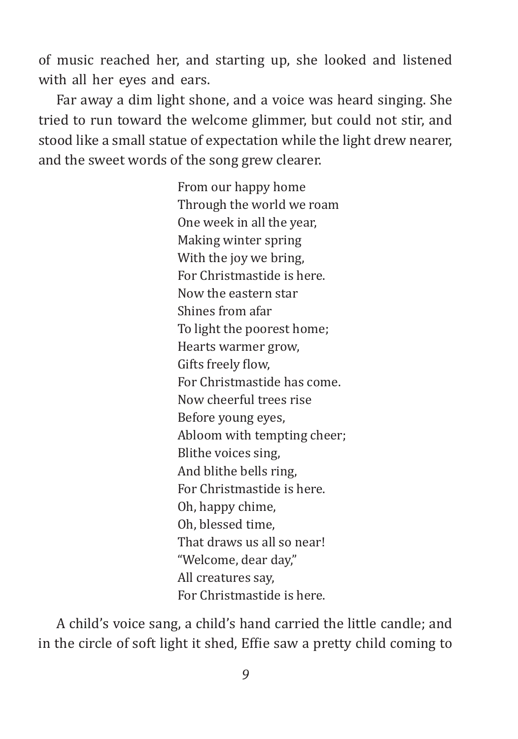of music reached her, and starting up, she looked and listened with all her eyes and ears.

Far away a dim light shone, and a voice was heard singing. She tried to run toward the welcome glimmer, but could not stir, and stood like a small statue of expectation while the light drew nearer, and the sweet words of the song grew clearer.

> From our happy home  
> Through the world we roam  
> One week in all the year,  
> Making winter spring  
> With the joy we bring,  
> For Christmastide is here.  
> Now the eastern star  
> Shines from afar  
> To light the poorest home;  
> Hearts warmer grow,  
> Gifts freely flow,  
> For Christmastide has come.  
> Now cheerful trees rise  
> Before young eyes,  
> Abloom with tempting cheer;  
> Blithe voices sing,  
> And blithe bells ring,  
> For Christmastide is here.  
> Oh, happy chime,  
> Oh, blessed time,  
> That draws us all so near!  
> "Welcome, dear day,"  
> All creatures say,  
> For Christmastide is here.

A child's voice sang, a child's hand carried the little candle; and in the circle of soft light it shed, Effie saw a pretty child coming to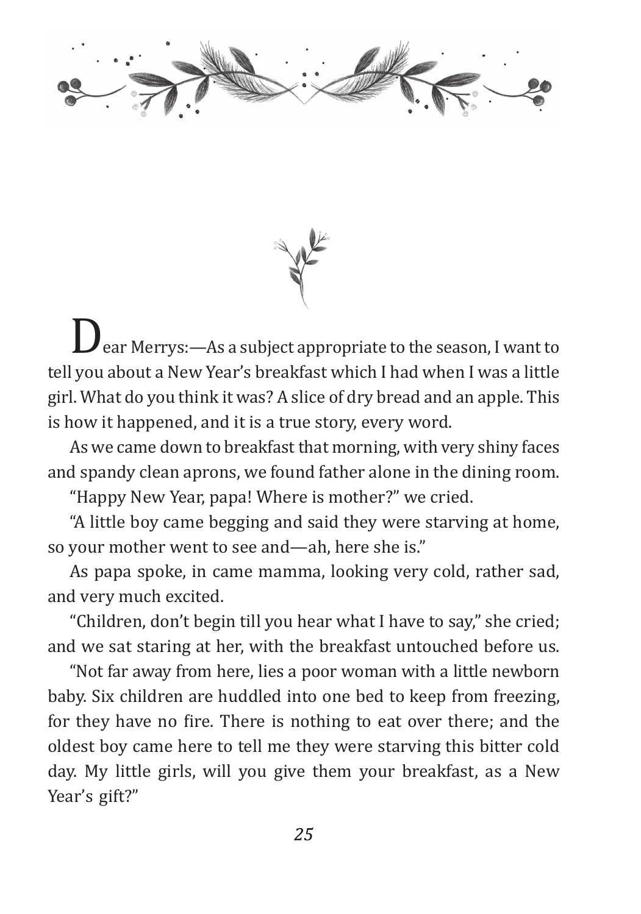Dear Merrys:—As a subject appropriate to the season, I want to tell you about a New Year's breakfast which I had when I was a little girl. What do you think it was? A slice of dry bread and an apple. This is how it happened, and it is a true story, every word.

As we came down to breakfast that morning, with very shiny faces and spandy clean aprons, we found father alone in the dining room.

"Happy New Year, papa! Where is mother?" we cried.

"A little boy came begging and said they were starving at home, so your mother went to see and—ah, here she is."

As papa spoke, in came mamma, looking very cold, rather sad, and very much excited.

"Children, don't begin till you hear what I have to say," she cried; and we sat staring at her, with the breakfast untouched before us.

"Not far away from here, lies a poor woman with a little newborn baby. Six children are huddled into one bed to keep from freezing, for they have no fire. There is nothing to eat over there; and the oldest boy came here to tell me they were starving this bitter cold day. My little girls, will you give them your breakfast, as a New Year's gift?"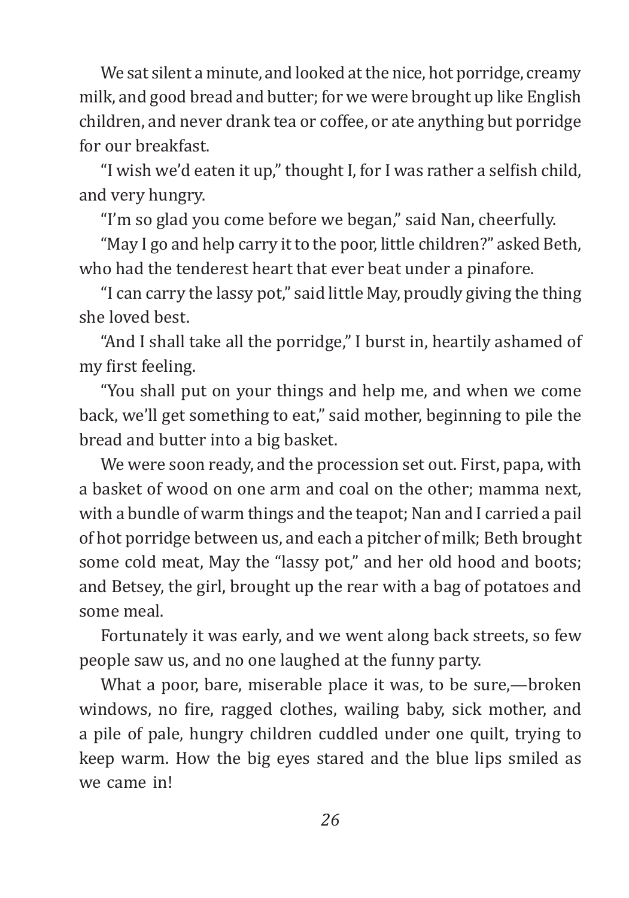We sat silent a minute, and looked at the nice, hot porridge, creamy milk, and good bread and butter; for we were brought up like English children, and never drank tea or coffee, or ate anything but porridge for our breakfast.

"I wish we'd eaten it up," thought I, for I was rather a selfish child, and very hungry.

"I'm so glad you come before we began," said Nan, cheerfully.

"May I go and help carry it to the poor, little children?" asked Beth, who had the tenderest heart that ever beat under a pinafore.

"I can carry the lassy pot," said little May, proudly giving the thing she loved best.

"And I shall take all the porridge," I burst in, heartily ashamed of my first feeling.

"You shall put on your things and help me, and when we come back, we'll get something to eat," said mother, beginning to pile the bread and butter into a big basket.

We were soon ready, and the procession set out. First, papa, with a basket of wood on one arm and coal on the other; mamma next, with a bundle of warm things and the teapot; Nan and I carried a pail of hot porridge between us, and each a pitcher of milk; Beth brought some cold meat, May the "lassy pot," and her old hood and boots; and Betsey, the girl, brought up the rear with a bag of potatoes and some meal.

Fortunately it was early, and we went along back streets, so few people saw us, and no one laughed at the funny party.

What a poor, bare, miserable place it was, to be sure,—broken windows, no fire, ragged clothes, wailing baby, sick mother, and a pile of pale, hungry children cuddled under one quilt, trying to keep warm. How the big eyes stared and the blue lips smiled as we came in!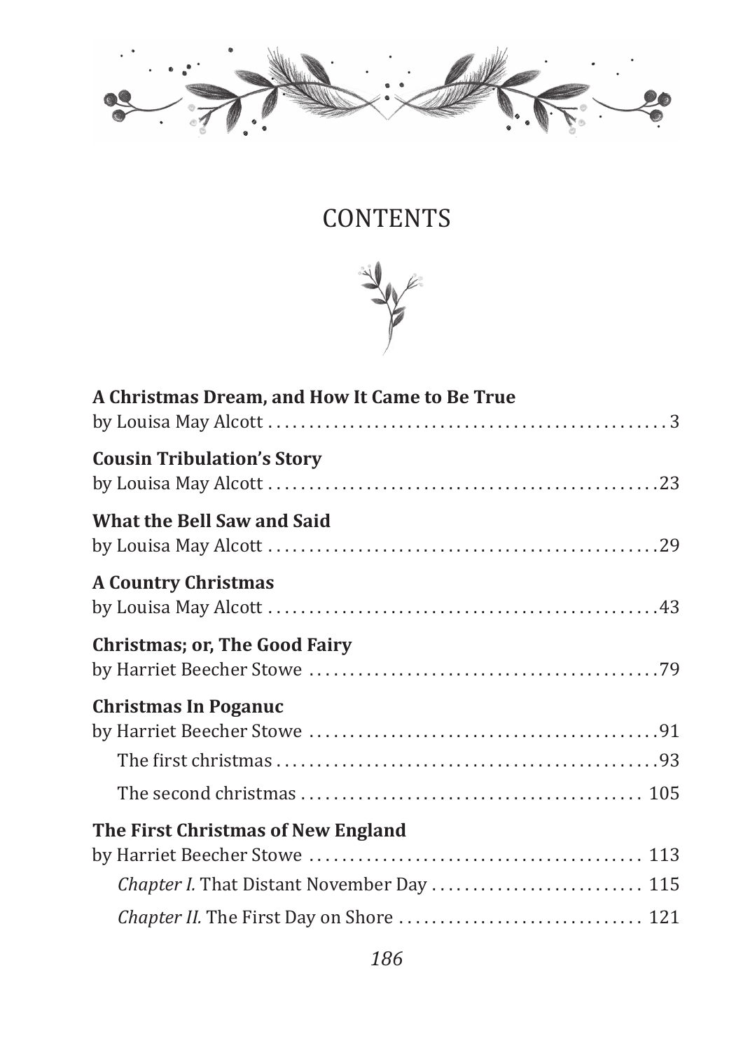# CONTENTS

**A Christmas Dream, and How It Came to Be True**
by Louisa May Alcott . . . . . . . . . . . . . . . . . . . . . . . . . . . . . . . . . . . . . . . . . . . . . . . . 3

**Cousin Tribulation's Story**
by Louisa May Alcott . . . . . . . . . . . . . . . . . . . . . . . . . . . . . . . . . . . . . . . . . . . . . . . 23

**What the Bell Saw and Said**
by Louisa May Alcott . . . . . . . . . . . . . . . . . . . . . . . . . . . . . . . . . . . . . . . . . . . . . . . 29

**A Country Christmas**
by Louisa May Alcott . . . . . . . . . . . . . . . . . . . . . . . . . . . . . . . . . . . . . . . . . . . . . . . 43

**Christmas; or, The Good Fairy**
by Harriet Beecher Stowe . . . . . . . . . . . . . . . . . . . . . . . . . . . . . . . . . . . . . . . . . . . 79

**Christmas In Poganuc**
by Harriet Beecher Stowe . . . . . . . . . . . . . . . . . . . . . . . . . . . . . . . . . . . . . . . . . . . 91
The first christmas . . . . . . . . . . . . . . . . . . . . . . . . . . . . . . . . . . . . . . . . . . . . . . . 93
The second christmas . . . . . . . . . . . . . . . . . . . . . . . . . . . . . . . . . . . . . . . . . . 105

**The First Christmas of New England**
by Harriet Beecher Stowe . . . . . . . . . . . . . . . . . . . . . . . . . . . . . . . . . . . . . . . . . 113
*Chapter I.* That Distant November Day . . . . . . . . . . . . . . . . . . . . . . . . . 115
*Chapter II.* The First Day on Shore . . . . . . . . . . . . . . . . . . . . . . . . . . . . . 121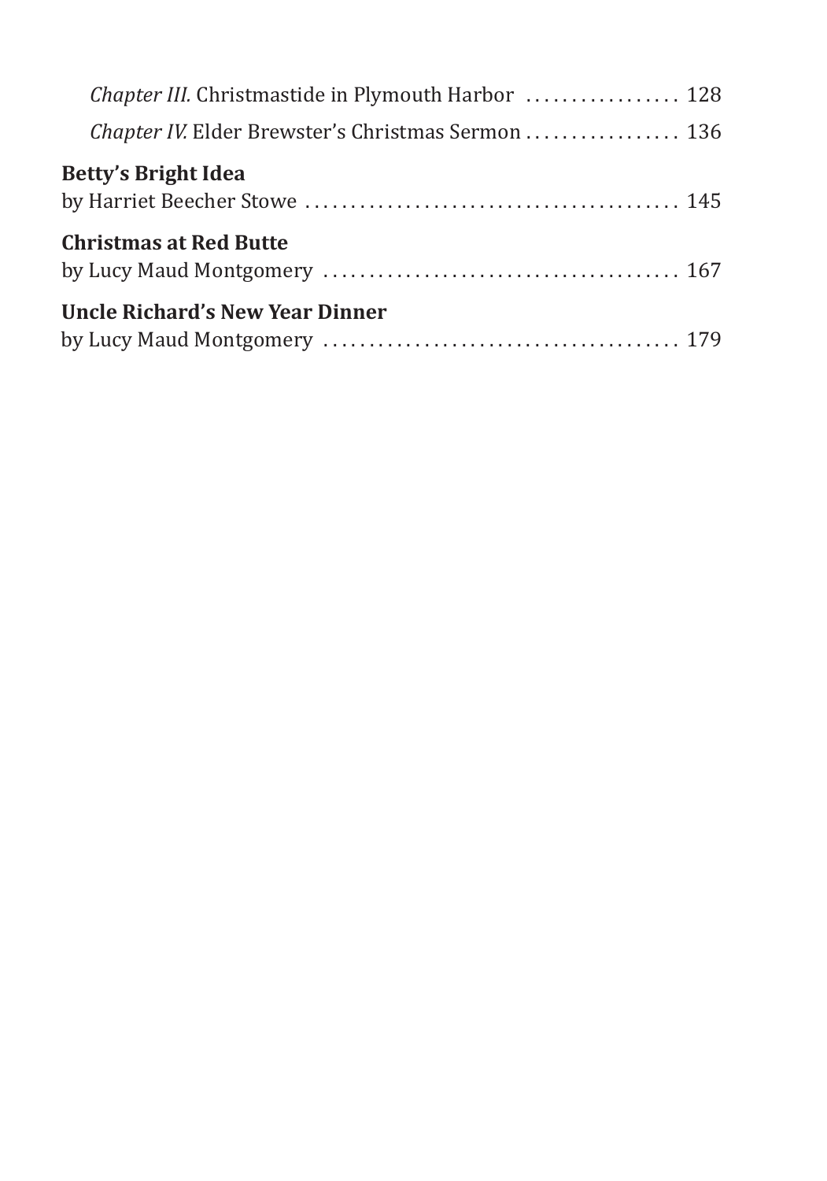*Chapter III.* Christmastide in Plymouth Harbor ................ 128

*Chapter IV.* Elder Brewster's Christmas Sermon ................ 136

**Betty's Bright Idea**
by Harriet Beecher Stowe ........................................ 145

**Christmas at Red Butte**
by Lucy Maud Montgomery ...................................... 167

**Uncle Richard's New Year Dinner**
by Lucy Maud Montgomery ...................................... 179